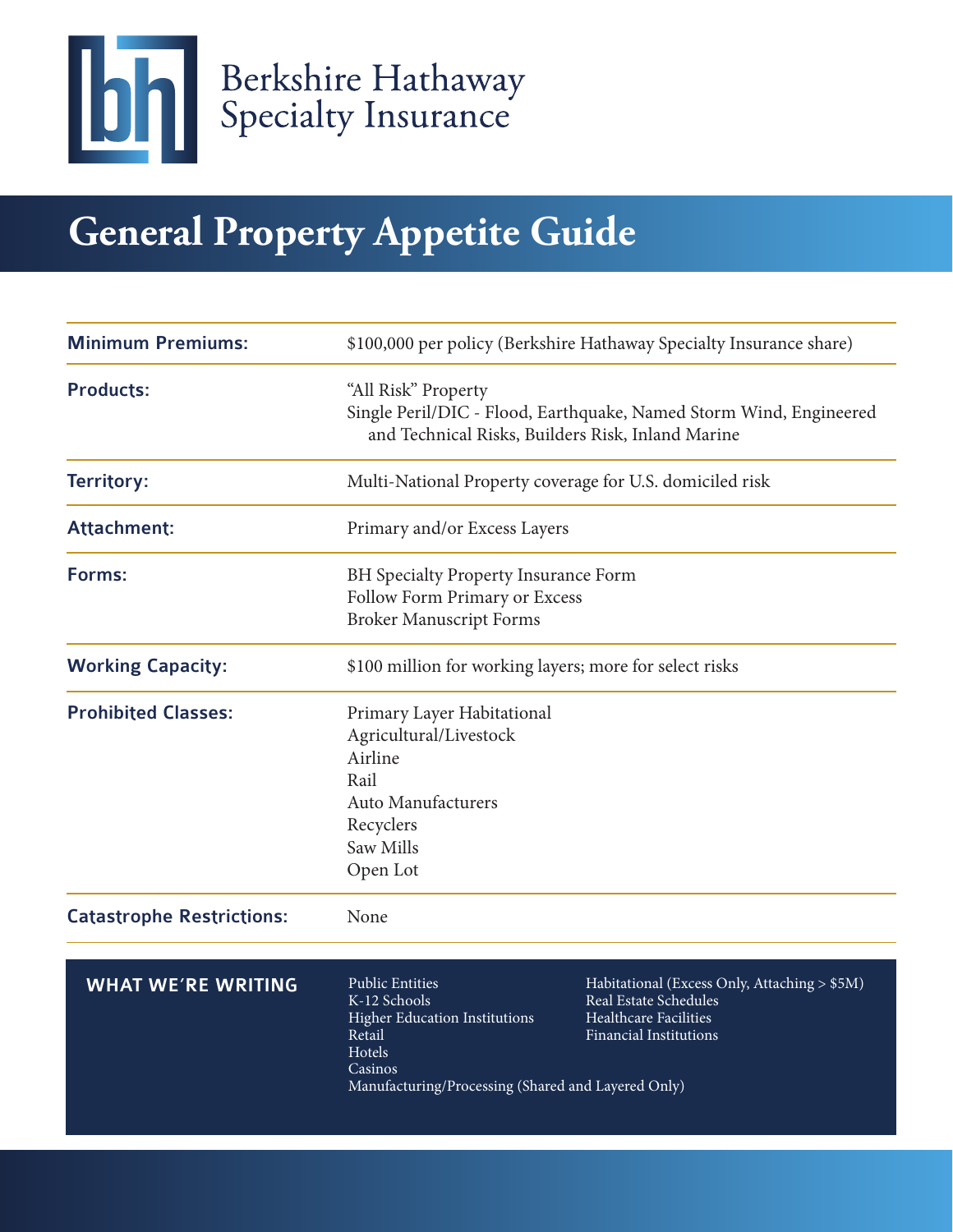Berkshire Hathaway Specialty Insurance

# General Property Appetite Guide

| | |
|---|---|
| **Minimum Premiums:** | $100,000 per policy (Berkshire Hathaway Specialty Insurance share) |
| **Products:** | "All Risk" Property<br>Single Peril/DIC - Flood, Earthquake, Named Storm Wind, Engineered and Technical Risks, Builders Risk, Inland Marine |
| **Territory:** | Multi-National Property coverage for U.S. domiciled risk |
| **Attachment:** | Primary and/or Excess Layers |
| **Forms:** | BH Specialty Property Insurance Form<br>Follow Form Primary or Excess<br>Broker Manuscript Forms |
| **Working Capacity:** | $100 million for working layers; more for select risks |
| **Prohibited Classes:** | Primary Layer Habitational<br>Agricultural/Livestock<br>Airline<br>Rail<br>Auto Manufacturers<br>Recyclers<br>Saw Mills<br>Open Lot |
| **Catastrophe Restrictions:** | None |

## WHAT WE'RE WRITING

- Public Entities
- K-12 Schools
- Higher Education Institutions
- Retail
- Hotels
- Casinos
- Manufacturing/Processing (Shared and Layered Only)
- Habitational (Excess Only, Attaching > $5M)
- Real Estate Schedules
- Healthcare Facilities
- Financial Institutions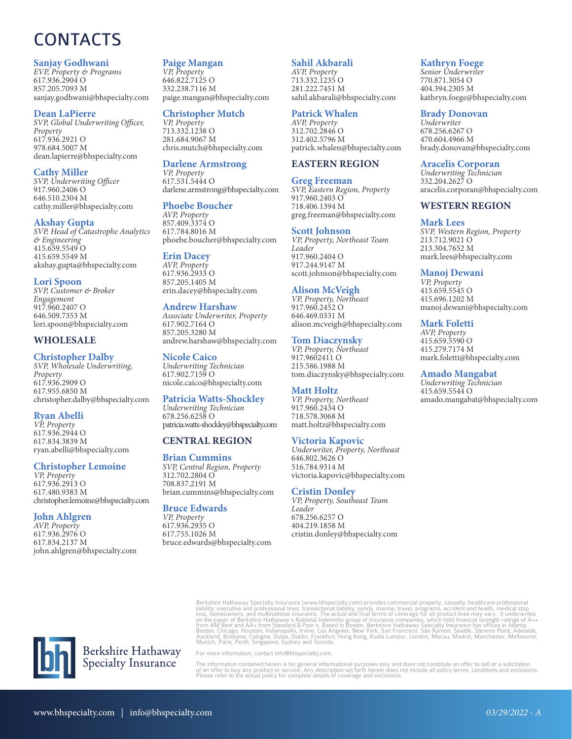# CONTACTS

**Sanjay Godhwani**
*EVP, Property & Programs*
617.936.2904 O
857.205.7093 M
sanjay.godhwani@bhspecialty.com

**Dean LaPierre**
*SVP, Global Underwriting Officer, Property*
617.936.2921 O
978.684.5007 M
dean.lapierre@bhspecialty.com

**Cathy Miller**
*SVP, Underwriting Officer*
917.960.2406 O
646.510.2304 M
cathy.miller@bhspecialty.com

**Akshay Gupta**
*SVP, Head of Catastrophe Analytics & Engineering*
415.659.5549 O
415.659.5549 M
akshay.gupta@bhspecialty.com

**Lori Spoon**
*SVP, Customer & Broker Engagement*
917.960.2407 O
646.509.7353 M
lori.spoon@bhspecialty.com

## WHOLESALE

**Christopher Dalby**
*SVP, Wholesale Underwriting, Property*
617.936.2909 O
617.955.6850 M
christopher.dalby@bhspecialty.com

**Ryan Abelli**
*VP, Property*
617.936.2944 O
617.834.3839 M
ryan.abelli@bhspecialty.com

**Christopher Lemoine**
*VP, Property*
617.936.2913 O
617.480.9383 M
christopher.lemoine@bhspecialty.com

**John Ahlgren**
*AVP, Property*
617.936.2976 O
617.834.2137 M
john.ahlgren@bhspecialty.com

**Paige Mangan**
*VP, Property*
646.822.7125 O
332.238.7116 M
paige.mangan@bhspecialty.com

**Christopher Mutch**
*VP, Property*
713.332.1238 O
281.684.9067 M
chris.mutch@bhspecialty.com

**Darlene Armstrong**
*VP, Property*
617.531.5444 O
darlene.armstrong@bhspecialty.com

**Phoebe Boucher**
*AVP, Property*
857.409.3374 O
617.784.8016 M
phoebe.boucher@bhspecialty.com

**Erin Dacey**
*AVP, Property*
617.936.2933 O
857.205.1405 M
erin.dacey@bhspecialty.com

**Andrew Harshaw**
*Associate Underwriter, Property*
617.902.7164 O
857.205.3280 M
andrew.harshaw@bhspecialty.com

**Nicole Caico**
*Underwriting Technician*
617.902.7159 O
nicole.caico@bhspecialty.com

**Patricia Watts-Shockley**
*Underwriting Technician*
678.256.6258 O
patricia.watts-shockley@bhspecialty.com

## CENTRAL REGION

**Brian Cummins**
*SVP, Central Region, Property*
312.702.2804 O
708.837.2191 M
brian.cummins@bhspecialty.com

**Bruce Edwards**
*VP, Property*
617.936.2935 O
617.755.1026 M
bruce.edwards@bhspecialty.com

**Sahil Akbarali**
*AVP, Property*
713.332.1235 O
281.222.7451 M
sahil.akbarali@bhspecialty.com

**Patrick Whalen**
*AVP, Property*
312.702.2846 O
312.402.5796 M
patrick.whalen@bhspecialty.com

## EASTERN REGION

**Greg Freeman**
*SVP, Eastern Region, Property*
917.960.2403 O
718.406.1394 M
greg.freeman@bhspecialty.com

**Scott Johnson**
*VP, Property, Northeast Team Leader*
917.960.2404 O
917.244.9147 M
scott.johnson@bhspecialty.com

**Alison McVeigh**
*VP, Property, Northeast*
917.960.2452 O
646.469.0331 M
alison.mcveigh@bhspecialty.com

**Tom Diaczynsky**
*VP, Property, Northeast*
917.9602411 O
215.586.1988 M
tom.diaczynsky@bhspecialty.com

**Matt Holtz**
*VP, Property, Northeast*
917.960.2434 O
718.578.3068 M
matt.holtz@bhspecialty.com

**Victoria Kapovic**
*Underwriter, Property, Northeast*
646.802.3626 O
516.784.9314 M
victoria.kapovic@bhspecialty.com

**Cristin Donley**
*VP, Property, Southeast Team Leader*
678.256.6257 O
404.219.1858 M
cristin.donley@bhspecialty.com

**Kathryn Foege**
*Senior Underwriter*
770.871.3054 O
404.394.2305 M
kathryn.foege@bhspecialty.com

**Brady Donovan**
*Underwriter*
678.256.6267 O
470.604.4966 M
brady.donovan@bhspecialty.com

**Aracelis Corporan**
*Underwriting Technician*
332.204.2627 O
aracelis.corporan@bhspecialty.com

## WESTERN REGION

**Mark Lees**
*SVP, Western Region, Property*
213.712.9021 O
213.304.7652 M
mark.lees@bhspecialty.com

**Manoj Dewani**
*VP, Property*
415.659.5545 O
415.696.1202 M
manoj.dewani@bhspecialty.com

**Mark Foletti**
*AVP, Property*
415.659.5590 O
415.279.7174 M
mark.foletti@bhspecialty.com

**Amado Mangabat**
*Underwriting Technician*
415.659.5544 O
amado.mangabat@bhspecialty.com

Berkshire Hathaway Specialty Insurance

Berkshire Hathaway Specialty Insurance (www.bhspecialty.com) provides commercial property, casualty, healthcare professional liability, executive and professional lines, transactional liability, surety, marine, travel, programs, accident and health, medical stop loss, homeowners, and multinational insurance. The actual and final terms of coverage for all product lines may vary. It underwrites on the paper of Berkshire Hathaway's National Indemnity group of insurance companies, which hold financial strength ratings of A++ from AM Best and AA+ from Standard & Poor's. Based in Boston, Berkshire Hathaway Specialty Insurance has offices in Atlanta, Boston, Chicago, Houston, Indianapolis, Irvine, Los Angeles, New York, San Francisco, San Ramon, Seattle, Stevens Point, Adelaide, Auckland, Brisbane, Cologne, Dubai, Dublin, Frankfurt, Hong Kong, Kuala Lumpur, London, Macau, Madrid, Manchester, Melbourne, Munich, Paris, Perth, Singapore, Sydney and Toronto.

For more information, contact info@bhspecialty.com.

The information contained herein is for general informational purposes only and does not constitute an offer to sell or a solicitation of an offer to buy any product or service. Any description set forth herein does not include all policy terms, conditions and exclusions. Please refer to the actual policy for complete details of coverage and exclusions.

www.bhspecialty.com | info@bhspecialty.com

*03/29/2022 - A*